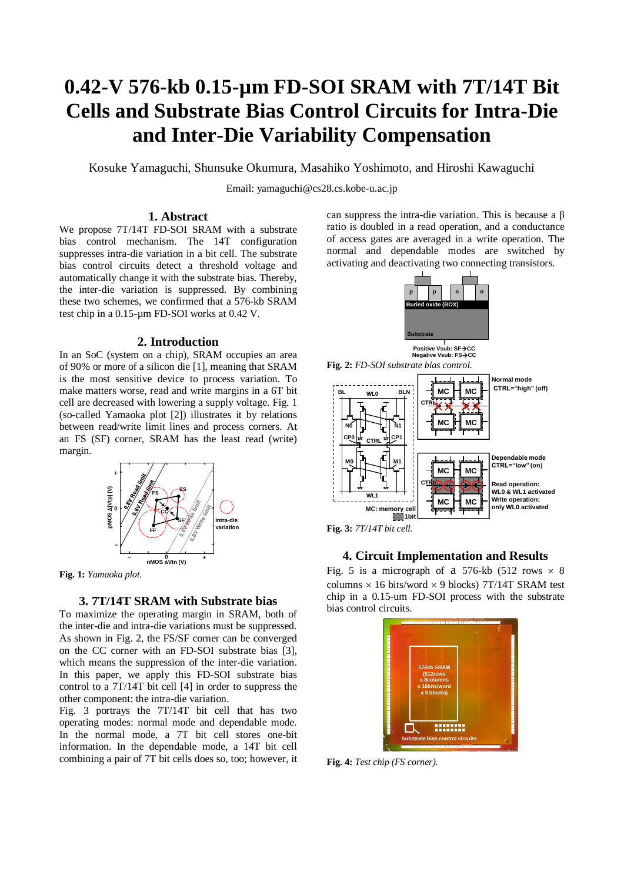# 0.42-V 576-kb 0.15-µm FD-SOI SRAM with 7T/14T Bit Cells and Substrate Bias Control Circuits for Intra-Die and Inter-Die Variability Compensation

Kosuke Yamaguchi, Shunsuke Okumura, Masahiko Yoshimoto, and Hiroshi Kawaguchi

Email: yamaguchi@cs28.cs.kobe-u.ac.jp

## 1. Abstract

We propose 7T/14T FD-SOI SRAM with a substrate bias control mechanism. The 14T configuration suppresses intra-die variation in a bit cell. The substrate bias control circuits detect a threshold voltage and automatically change it with the substrate bias. Thereby, the inter-die variation is suppressed. By combining these two schemes, we confirmed that a 576-kb SRAM test chip in a 0.15-µm FD-SOI works at 0.42 V.

## 2. Introduction

In an SoC (system on a chip), SRAM occupies an area of 90% or more of a silicon die [1], meaning that SRAM is the most sensitive device to process variation. To make matters worse, read and write margins in a 6T bit cell are decreased with lowering a supply voltage. Fig. 1 (so-called Yamaoka plot [2]) illustrates it by relations between read/write limit lines and process corners. At an FS (SF) corner, SRAM has the least read (write) margin.

**Fig. 1:** *Yamaoka plot.*

## 3. 7T/14T SRAM with Substrate bias

To maximize the operating margin in SRAM, both of the inter-die and intra-die variations must be suppressed. As shown in Fig. 2, the FS/SF corner can be converged on the CC corner with an FD-SOI substrate bias [3], which means the suppression of the inter-die variation. In this paper, we apply this FD-SOI substrate bias control to a 7T/14T bit cell [4] in order to suppress the other component: the intra-die variation.

Fig. 3 portrays the 7T/14T bit cell that has two operating modes: normal mode and dependable mode. In the normal mode, a 7T bit cell stores one-bit information. In the dependable mode, a 14T bit cell combining a pair of 7T bit cells does so, too; however, it can suppress the intra-die variation. This is because a β ratio is doubled in a read operation, and a conductance of access gates are averaged in a write operation. The normal and dependable modes are switched by activating and deactivating two connecting transistors.

**Fig. 2:** *FD-SOI substrate bias control.*

**Fig. 3:** *7T/14T bit cell.*

## 4. Circuit Implementation and Results

Fig. 5 is a micrograph of a 576-kb (512 rows × 8 columns × 16 bits/word × 9 blocks) 7T/14T SRAM test chip in a 0.15-um FD-SOI process with the substrate bias control circuits.

**Fig. 4:** *Test chip (FS corner).*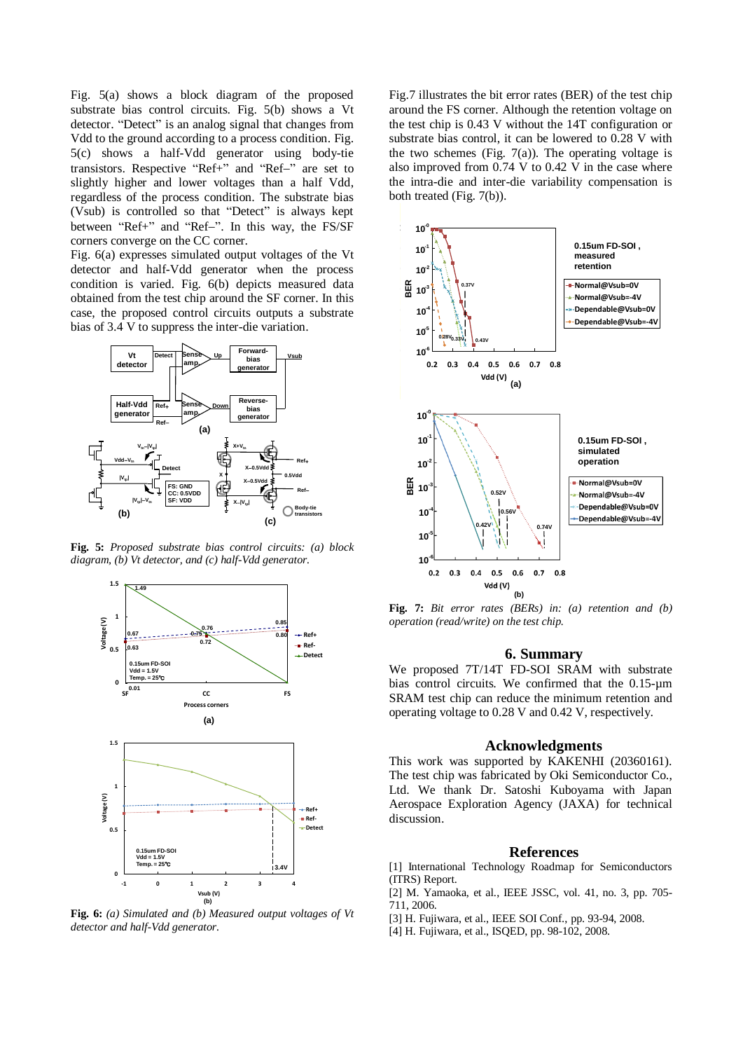Fig. 5(a) shows a block diagram of the proposed substrate bias control circuits. Fig. 5(b) shows a Vt detector. "Detect" is an analog signal that changes from Vdd to the ground according to a process condition. Fig. 5(c) shows a half-Vdd generator using body-tie transistors. Respective "Ref+" and "Ref–" are set to slightly higher and lower voltages than a half Vdd, regardless of the process condition. The substrate bias (Vsub) is controlled so that "Detect" is always kept between "Ref+" and "Ref–". In this way, the FS/SF corners converge on the CC corner.

Fig. 6(a) expresses simulated output voltages of the Vt detector and half-Vdd generator when the process condition is varied. Fig. 6(b) depicts measured data obtained from the test chip around the SF corner. In this case, the proposed control circuits outputs a substrate bias of 3.4 V to suppress the inter-die variation.

Vt detector
Detect
Sense amp
Up
Forward-bias generator
Vsub
Half-Vdd generator
Ref+
Ref–
Sense amp
Down
Reverse-bias generator
(a)

$V_{tn}-|V_{tp}|$
Vdd–$V_{tn}$
Detect
$|V_{tp}|$
$|V_{tp}|-V_{tn}$
FS: GND
CC: 0.5VDD
SF: VDD
(b)

X+$V_{tn}$
Ref+
X–0.5Vdd
X
0.5Vdd
X–0.5Vdd
Ref–
X–$|V_{tp}|$
Body-tie transistors
(c)

**Fig. 5:** *Proposed substrate bias control circuits: (a) block diagram, (b) Vt detector, and (c) half-Vdd generator.*

Voltage (V)
1.5
1
0.5
0
1.49
0.67
0.63
0.76
0.75
0.72
0.85
0.80
0.01
SF
CC
FS
Process corners
Ref+
Ref-
Detect
0.15um FD-SOI
Vdd = 1.5V
Temp. = 25℃
(a)

Voltage (V)
1.5
1
0.5
0
-1
0
1
2
3
4
Vsub (V)
Ref+
Ref-
Detect
0.15um FD-SOI
Vdd = 1.5V
Temp. = 25℃
3.4V
(b)

**Fig. 6:** *(a) Simulated and (b) Measured output voltages of Vt detector and half-Vdd generator.*

Fig.7 illustrates the bit error rates (BER) of the test chip around the FS corner. Although the retention voltage on the test chip is 0.43 V without the 14T configuration or substrate bias control, it can be lowered to 0.28 V with the two schemes (Fig. 7(a)). The operating voltage is also improved from 0.74 V to 0.42 V in the case where the intra-die and inter-die variability compensation is both treated (Fig. 7(b)).

BER
$10^{0}$
$10^{-1}$
$10^{-2}$
$10^{-3}$
$10^{-4}$
$10^{-5}$
$10^{-6}$
0.2 0.3 0.4 0.5 0.6 0.7 0.8
Vdd (V)
0.37V
0.28V
0.33V
0.43V
0.15um FD-SOI, measured retention
Normal@Vsub=0V
Normal@Vsub=-4V
Dependable@Vsub=0V
Dependable@Vsub=-4V
(a)

BER
$10^{0}$
$10^{-1}$
$10^{-2}$
$10^{-3}$
$10^{-4}$
$10^{-5}$
$10^{-6}$
0.2 0.3 0.4 0.5 0.6 0.7 0.8
Vdd (V)
0.52V
0.56V
0.42V
0.74V
0.15um FD-SOI, simulated operation
Normal@Vsub=0V
Normal@Vsub=-4V
Dependable@Vsub=0V
Dependable@Vsub=-4V
(b)

**Fig. 7:** *Bit error rates (BERs) in: (a) retention and (b) operation (read/write) on the test chip.*

## 6. Summary

We proposed 7T/14T FD-SOI SRAM with substrate bias control circuits. We confirmed that the 0.15-μm SRAM test chip can reduce the minimum retention and operating voltage to 0.28 V and 0.42 V, respectively.

## Acknowledgments

This work was supported by KAKENHI (20360161). The test chip was fabricated by Oki Semiconductor Co., Ltd. We thank Dr. Satoshi Kuboyama with Japan Aerospace Exploration Agency (JAXA) for technical discussion.

## References

[1] International Technology Roadmap for Semiconductors (ITRS) Report.

[2] M. Yamaoka, et al., IEEE JSSC, vol. 41, no. 3, pp. 705-711, 2006.

[3] H. Fujiwara, et al., IEEE SOI Conf., pp. 93-94, 2008.

[4] H. Fujiwara, et al., ISQED, pp. 98-102, 2008.